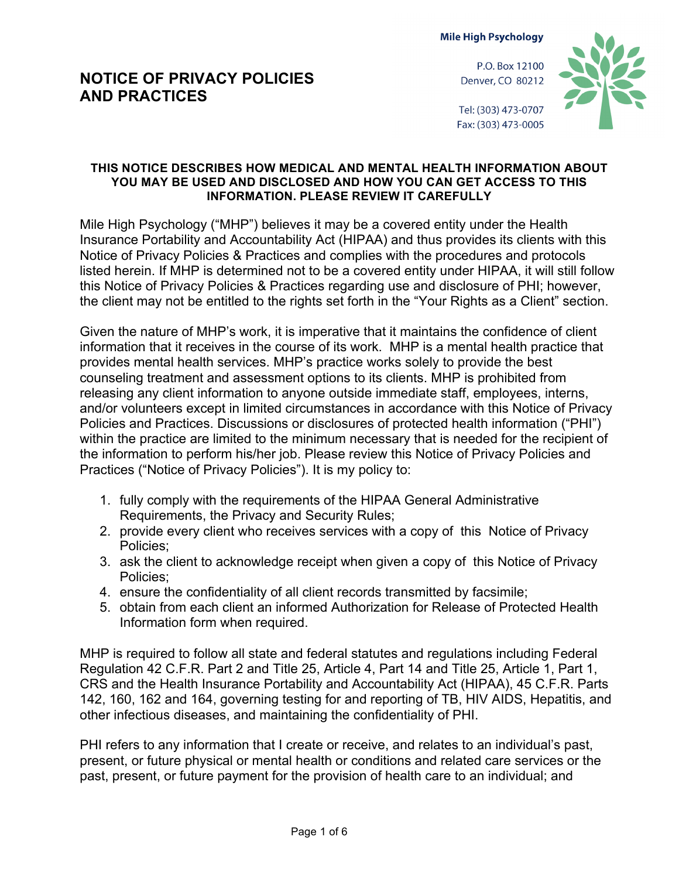Mile High Psychology

P.O. Box 12100
Denver, CO 80212

Tel: (303) 473-0707
Fax: (303) 473-0005

# NOTICE OF PRIVACY POLICIES AND PRACTICES

**THIS NOTICE DESCRIBES HOW MEDICAL AND MENTAL HEALTH INFORMATION ABOUT YOU MAY BE USED AND DISCLOSED AND HOW YOU CAN GET ACCESS TO THIS INFORMATION. PLEASE REVIEW IT CAREFULLY**

Mile High Psychology ("MHP") believes it may be a covered entity under the Health Insurance Portability and Accountability Act (HIPAA) and thus provides its clients with this Notice of Privacy Policies & Practices and complies with the procedures and protocols listed herein. If MHP is determined not to be a covered entity under HIPAA, it will still follow this Notice of Privacy Policies & Practices regarding use and disclosure of PHI; however, the client may not be entitled to the rights set forth in the "Your Rights as a Client" section.

Given the nature of MHP's work, it is imperative that it maintains the confidence of client information that it receives in the course of its work. MHP is a mental health practice that provides mental health services. MHP's practice works solely to provide the best counseling treatment and assessment options to its clients. MHP is prohibited from releasing any client information to anyone outside immediate staff, employees, interns, and/or volunteers except in limited circumstances in accordance with this Notice of Privacy Policies and Practices. Discussions or disclosures of protected health information ("PHI") within the practice are limited to the minimum necessary that is needed for the recipient of the information to perform his/her job. Please review this Notice of Privacy Policies and Practices ("Notice of Privacy Policies"). It is my policy to:

1. fully comply with the requirements of the HIPAA General Administrative Requirements, the Privacy and Security Rules;
2. provide every client who receives services with a copy of this Notice of Privacy Policies;
3. ask the client to acknowledge receipt when given a copy of this Notice of Privacy Policies;
4. ensure the confidentiality of all client records transmitted by facsimile;
5. obtain from each client an informed Authorization for Release of Protected Health Information form when required.

MHP is required to follow all state and federal statutes and regulations including Federal Regulation 42 C.F.R. Part 2 and Title 25, Article 4, Part 14 and Title 25, Article 1, Part 1, CRS and the Health Insurance Portability and Accountability Act (HIPAA), 45 C.F.R. Parts 142, 160, 162 and 164, governing testing for and reporting of TB, HIV AIDS, Hepatitis, and other infectious diseases, and maintaining the confidentiality of PHI.

PHI refers to any information that I create or receive, and relates to an individual's past, present, or future physical or mental health or conditions and related care services or the past, present, or future payment for the provision of health care to an individual; and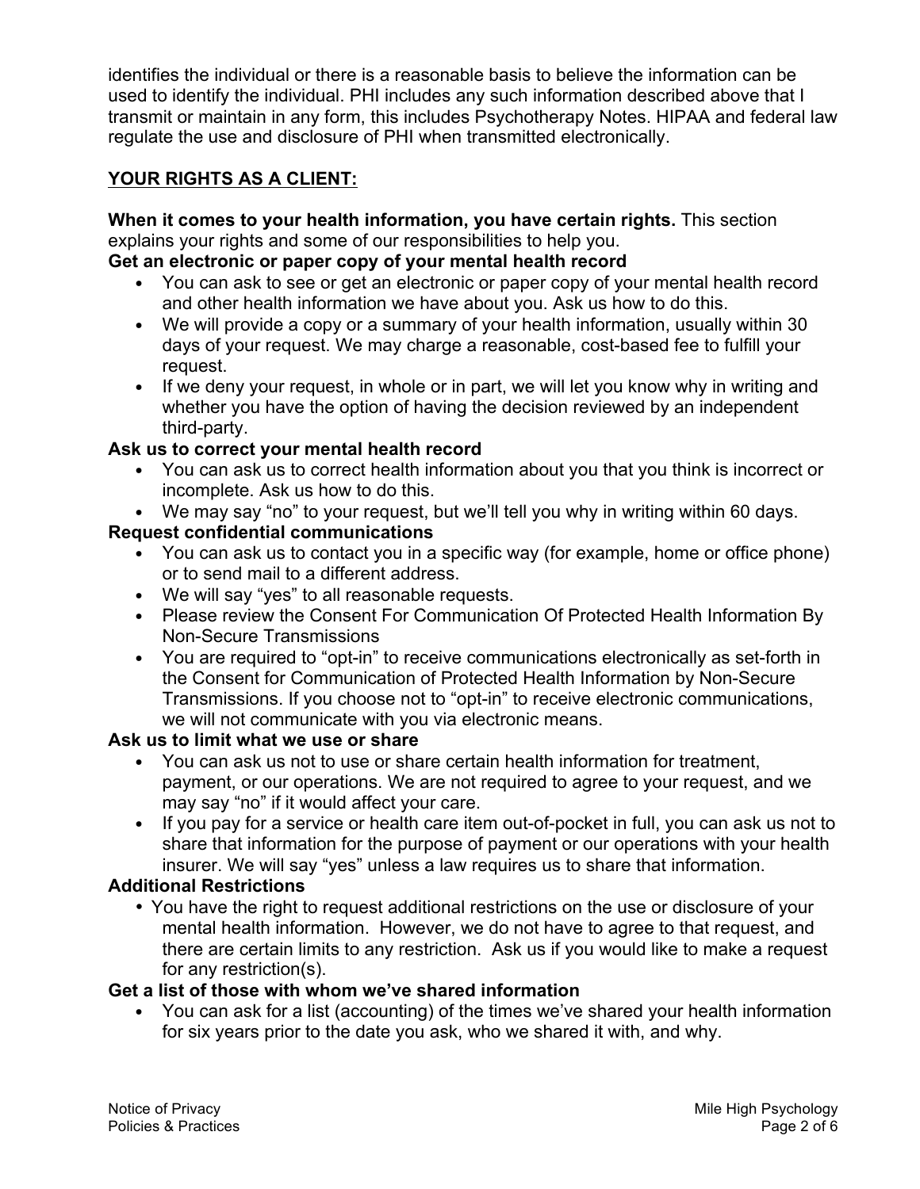identifies the individual or there is a reasonable basis to believe the information can be used to identify the individual. PHI includes any such information described above that I transmit or maintain in any form, this includes Psychotherapy Notes. HIPAA and federal law regulate the use and disclosure of PHI when transmitted electronically.

## YOUR RIGHTS AS A CLIENT:

**When it comes to your health information, you have certain rights.** This section explains your rights and some of our responsibilities to help you.

**Get an electronic or paper copy of your mental health record**

- You can ask to see or get an electronic or paper copy of your mental health record and other health information we have about you. Ask us how to do this.
- We will provide a copy or a summary of your health information, usually within 30 days of your request. We may charge a reasonable, cost-based fee to fulfill your request.
- If we deny your request, in whole or in part, we will let you know why in writing and whether you have the option of having the decision reviewed by an independent third-party.

**Ask us to correct your mental health record**

- You can ask us to correct health information about you that you think is incorrect or incomplete. Ask us how to do this.
- We may say "no" to your request, but we'll tell you why in writing within 60 days.

**Request confidential communications**

- You can ask us to contact you in a specific way (for example, home or office phone) or to send mail to a different address.
- We will say "yes" to all reasonable requests.
- Please review the Consent For Communication Of Protected Health Information By Non-Secure Transmissions
- You are required to "opt-in" to receive communications electronically as set-forth in the Consent for Communication of Protected Health Information by Non-Secure Transmissions. If you choose not to "opt-in" to receive electronic communications, we will not communicate with you via electronic means.

**Ask us to limit what we use or share**

- You can ask us not to use or share certain health information for treatment, payment, or our operations. We are not required to agree to your request, and we may say "no" if it would affect your care.
- If you pay for a service or health care item out-of-pocket in full, you can ask us not to share that information for the purpose of payment or our operations with your health insurer. We will say "yes" unless a law requires us to share that information.

**Additional Restrictions**

- You have the right to request additional restrictions on the use or disclosure of your mental health information. However, we do not have to agree to that request, and there are certain limits to any restriction. Ask us if you would like to make a request for any restriction(s).

**Get a list of those with whom we've shared information**

- You can ask for a list (accounting) of the times we've shared your health information for six years prior to the date you ask, who we shared it with, and why.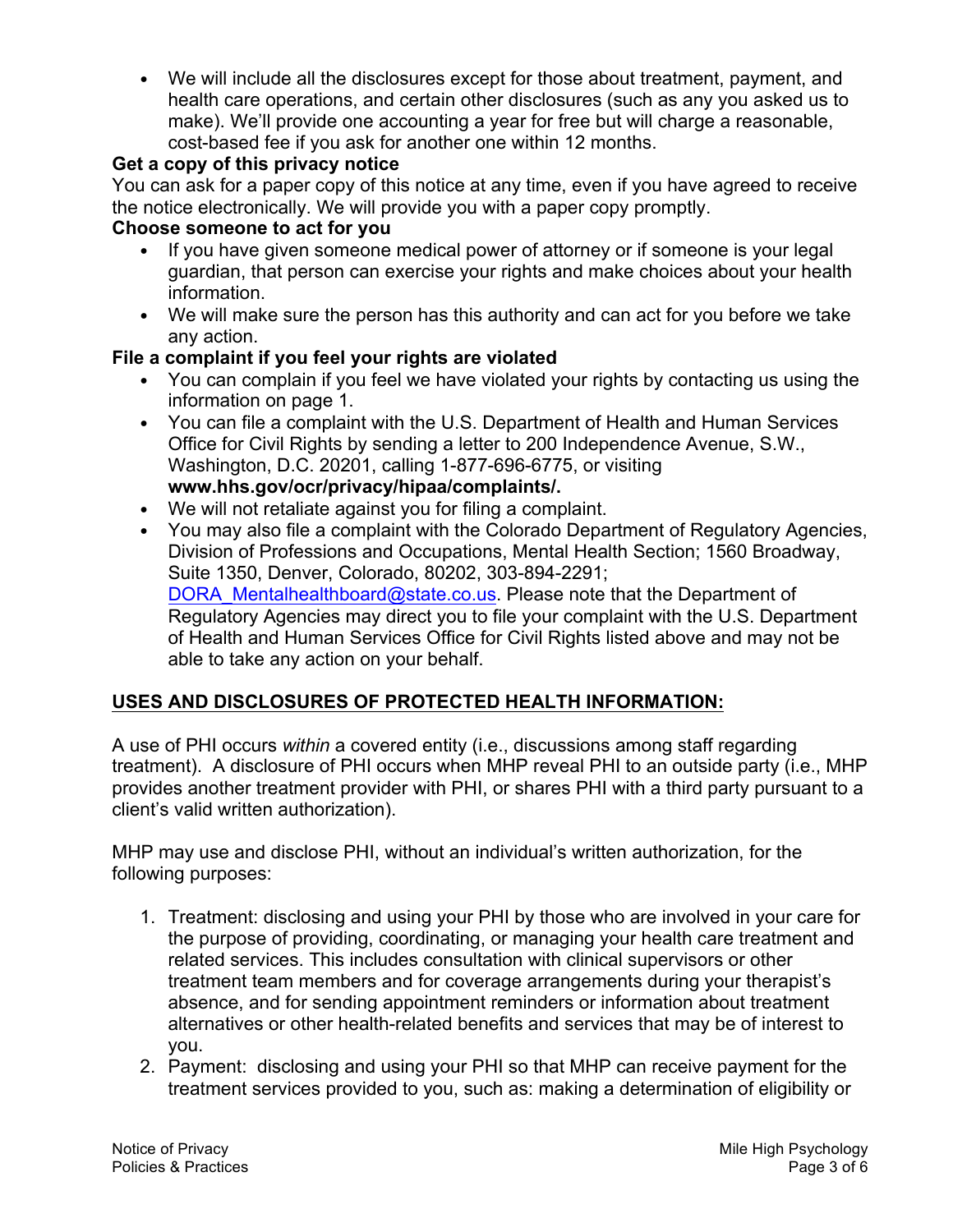- We will include all the disclosures except for those about treatment, payment, and health care operations, and certain other disclosures (such as any you asked us to make). We'll provide one accounting a year for free but will charge a reasonable, cost-based fee if you ask for another one within 12 months.

**Get a copy of this privacy notice**

You can ask for a paper copy of this notice at any time, even if you have agreed to receive the notice electronically. We will provide you with a paper copy promptly.

**Choose someone to act for you**

- If you have given someone medical power of attorney or if someone is your legal guardian, that person can exercise your rights and make choices about your health information.
- We will make sure the person has this authority and can act for you before we take any action.

**File a complaint if you feel your rights are violated**

- You can complain if you feel we have violated your rights by contacting us using the information on page 1.
- You can file a complaint with the U.S. Department of Health and Human Services Office for Civil Rights by sending a letter to 200 Independence Avenue, S.W., Washington, D.C. 20201, calling 1-877-696-6775, or visiting **www.hhs.gov/ocr/privacy/hipaa/complaints/.**
- We will not retaliate against you for filing a complaint.
- You may also file a complaint with the Colorado Department of Regulatory Agencies, Division of Professions and Occupations, Mental Health Section; 1560 Broadway, Suite 1350, Denver, Colorado, 80202, 303-894-2291; DORA_Mentalhealthboard@state.co.us. Please note that the Department of Regulatory Agencies may direct you to file your complaint with the U.S. Department of Health and Human Services Office for Civil Rights listed above and may not be able to take any action on your behalf.

## USES AND DISCLOSURES OF PROTECTED HEALTH INFORMATION:

A use of PHI occurs *within* a covered entity (i.e., discussions among staff regarding treatment). A disclosure of PHI occurs when MHP reveal PHI to an outside party (i.e., MHP provides another treatment provider with PHI, or shares PHI with a third party pursuant to a client's valid written authorization).

MHP may use and disclose PHI, without an individual's written authorization, for the following purposes:

1. Treatment: disclosing and using your PHI by those who are involved in your care for the purpose of providing, coordinating, or managing your health care treatment and related services. This includes consultation with clinical supervisors or other treatment team members and for coverage arrangements during your therapist's absence, and for sending appointment reminders or information about treatment alternatives or other health-related benefits and services that may be of interest to you.
2. Payment: disclosing and using your PHI so that MHP can receive payment for the treatment services provided to you, such as: making a determination of eligibility or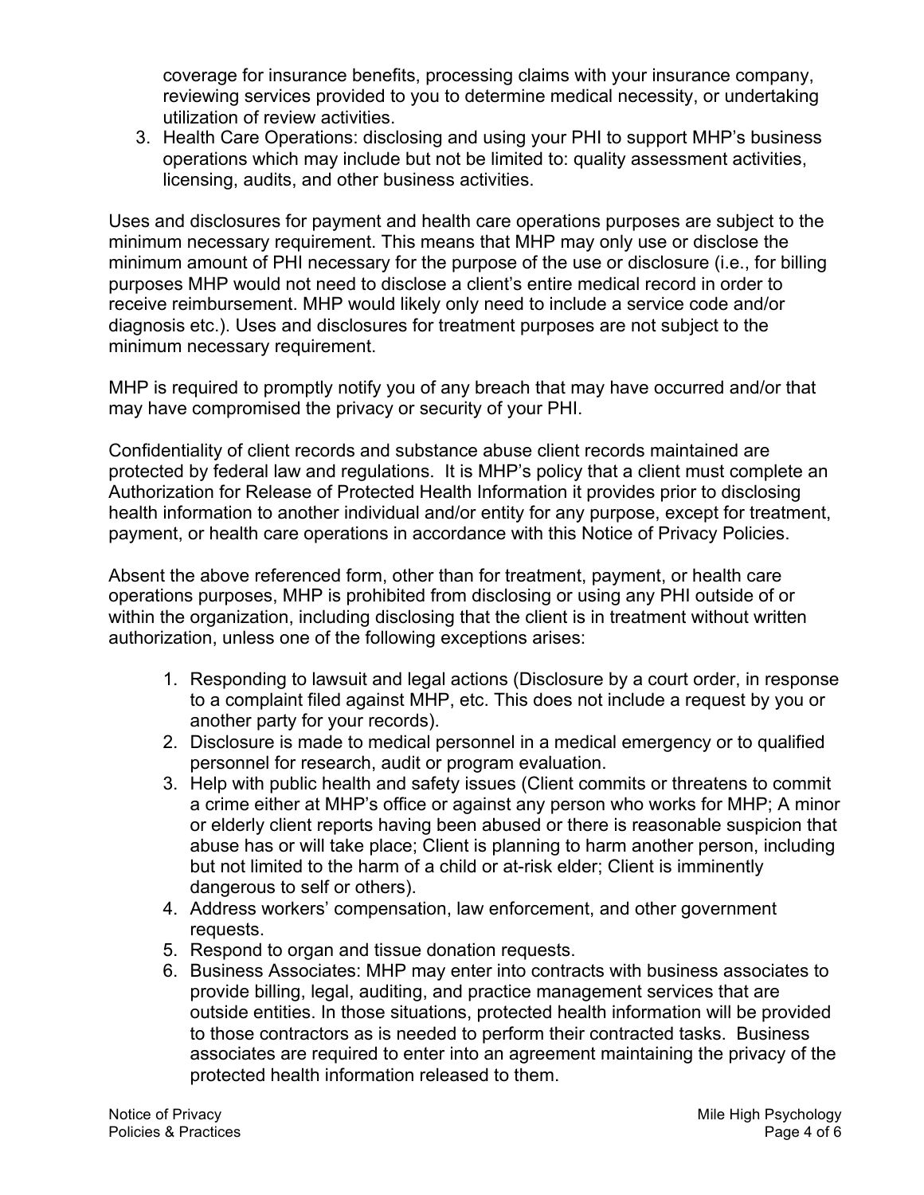coverage for insurance benefits, processing claims with your insurance company, reviewing services provided to you to determine medical necessity, or undertaking utilization of review activities.

3. Health Care Operations: disclosing and using your PHI to support MHP's business operations which may include but not be limited to: quality assessment activities, licensing, audits, and other business activities.

Uses and disclosures for payment and health care operations purposes are subject to the minimum necessary requirement. This means that MHP may only use or disclose the minimum amount of PHI necessary for the purpose of the use or disclosure (i.e., for billing purposes MHP would not need to disclose a client's entire medical record in order to receive reimbursement. MHP would likely only need to include a service code and/or diagnosis etc.). Uses and disclosures for treatment purposes are not subject to the minimum necessary requirement.

MHP is required to promptly notify you of any breach that may have occurred and/or that may have compromised the privacy or security of your PHI.

Confidentiality of client records and substance abuse client records maintained are protected by federal law and regulations. It is MHP's policy that a client must complete an Authorization for Release of Protected Health Information it provides prior to disclosing health information to another individual and/or entity for any purpose, except for treatment, payment, or health care operations in accordance with this Notice of Privacy Policies.

Absent the above referenced form, other than for treatment, payment, or health care operations purposes, MHP is prohibited from disclosing or using any PHI outside of or within the organization, including disclosing that the client is in treatment without written authorization, unless one of the following exceptions arises:

1. Responding to lawsuit and legal actions (Disclosure by a court order, in response to a complaint filed against MHP, etc. This does not include a request by you or another party for your records).
2. Disclosure is made to medical personnel in a medical emergency or to qualified personnel for research, audit or program evaluation.
3. Help with public health and safety issues (Client commits or threatens to commit a crime either at MHP's office or against any person who works for MHP; A minor or elderly client reports having been abused or there is reasonable suspicion that abuse has or will take place; Client is planning to harm another person, including but not limited to the harm of a child or at-risk elder; Client is imminently dangerous to self or others).
4. Address workers' compensation, law enforcement, and other government requests.
5. Respond to organ and tissue donation requests.
6. Business Associates: MHP may enter into contracts with business associates to provide billing, legal, auditing, and practice management services that are outside entities. In those situations, protected health information will be provided to those contractors as is needed to perform their contracted tasks. Business associates are required to enter into an agreement maintaining the privacy of the protected health information released to them.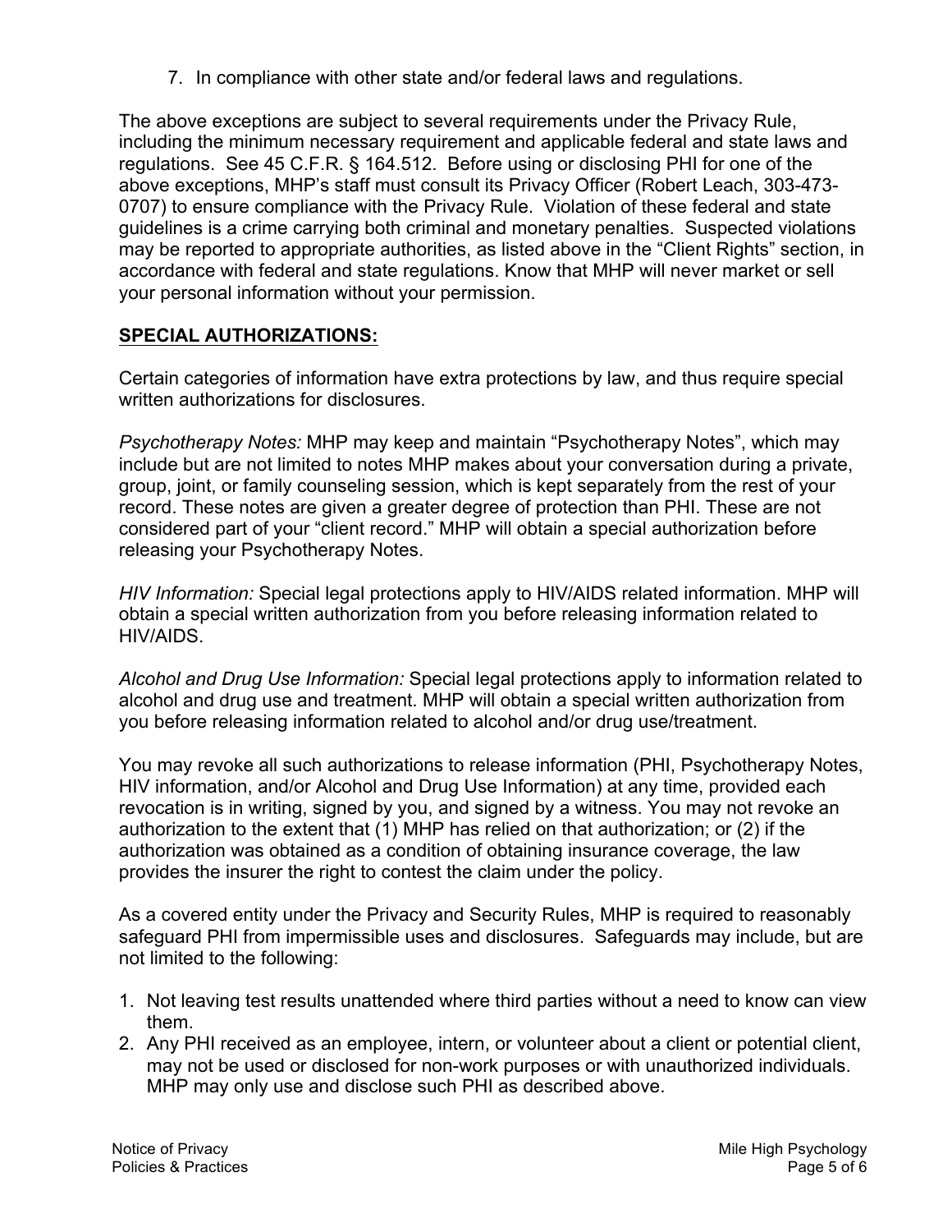7. In compliance with other state and/or federal laws and regulations.

The above exceptions are subject to several requirements under the Privacy Rule, including the minimum necessary requirement and applicable federal and state laws and regulations. See 45 C.F.R. § 164.512. Before using or disclosing PHI for one of the above exceptions, MHP's staff must consult its Privacy Officer (Robert Leach, 303-473-0707) to ensure compliance with the Privacy Rule. Violation of these federal and state guidelines is a crime carrying both criminal and monetary penalties. Suspected violations may be reported to appropriate authorities, as listed above in the "Client Rights" section, in accordance with federal and state regulations. Know that MHP will never market or sell your personal information without your permission.

**SPECIAL AUTHORIZATIONS:**

Certain categories of information have extra protections by law, and thus require special written authorizations for disclosures.

*Psychotherapy Notes:* MHP may keep and maintain "Psychotherapy Notes", which may include but are not limited to notes MHP makes about your conversation during a private, group, joint, or family counseling session, which is kept separately from the rest of your record. These notes are given a greater degree of protection than PHI. These are not considered part of your "client record." MHP will obtain a special authorization before releasing your Psychotherapy Notes.

*HIV Information:* Special legal protections apply to HIV/AIDS related information. MHP will obtain a special written authorization from you before releasing information related to HIV/AIDS.

*Alcohol and Drug Use Information:* Special legal protections apply to information related to alcohol and drug use and treatment. MHP will obtain a special written authorization from you before releasing information related to alcohol and/or drug use/treatment.

You may revoke all such authorizations to release information (PHI, Psychotherapy Notes, HIV information, and/or Alcohol and Drug Use Information) at any time, provided each revocation is in writing, signed by you, and signed by a witness. You may not revoke an authorization to the extent that (1) MHP has relied on that authorization; or (2) if the authorization was obtained as a condition of obtaining insurance coverage, the law provides the insurer the right to contest the claim under the policy.

As a covered entity under the Privacy and Security Rules, MHP is required to reasonably safeguard PHI from impermissible uses and disclosures. Safeguards may include, but are not limited to the following:

1. Not leaving test results unattended where third parties without a need to know can view them.
2. Any PHI received as an employee, intern, or volunteer about a client or potential client, may not be used or disclosed for non-work purposes or with unauthorized individuals. MHP may only use and disclose such PHI as described above.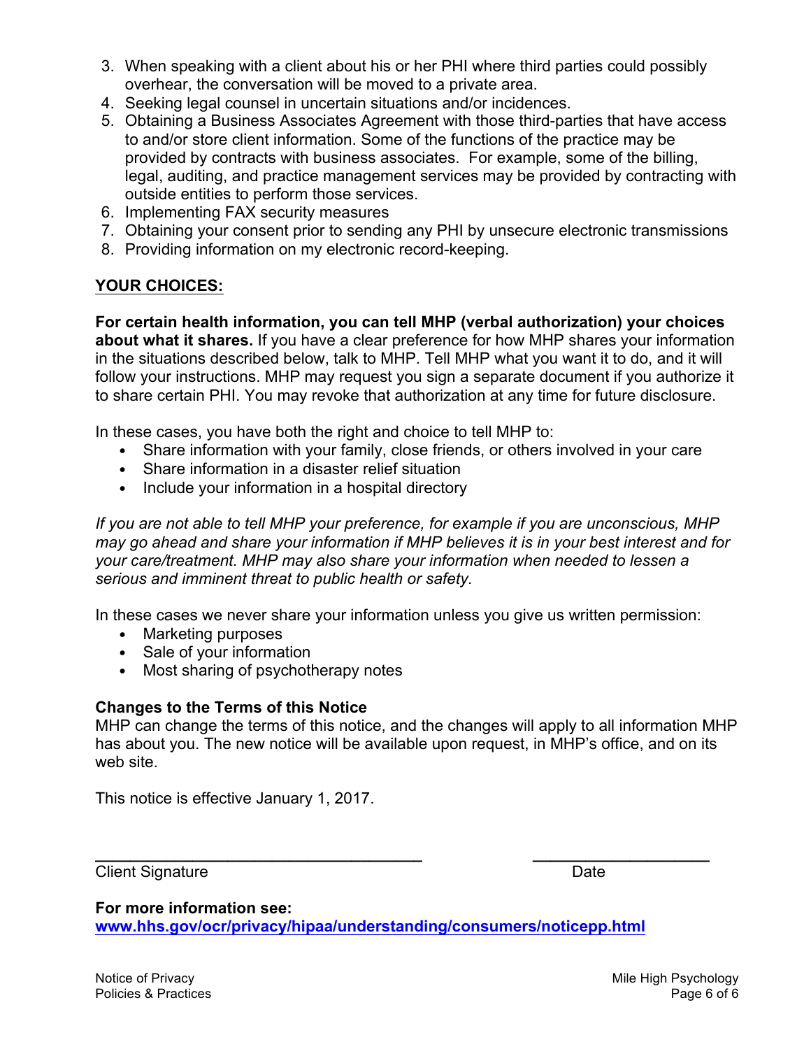3. When speaking with a client about his or her PHI where third parties could possibly overhear, the conversation will be moved to a private area.
4. Seeking legal counsel in uncertain situations and/or incidences.
5. Obtaining a Business Associates Agreement with those third-parties that have access to and/or store client information. Some of the functions of the practice may be provided by contracts with business associates. For example, some of the billing, legal, auditing, and practice management services may be provided by contracting with outside entities to perform those services.
6. Implementing FAX security measures
7. Obtaining your consent prior to sending any PHI by unsecure electronic transmissions
8. Providing information on my electronic record-keeping.

**YOUR CHOICES:**

**For certain health information, you can tell MHP (verbal authorization) your choices about what it shares.** If you have a clear preference for how MHP shares your information in the situations described below, talk to MHP. Tell MHP what you want it to do, and it will follow your instructions. MHP may request you sign a separate document if you authorize it to share certain PHI. You may revoke that authorization at any time for future disclosure.

In these cases, you have both the right and choice to tell MHP to:

- Share information with your family, close friends, or others involved in your care
- Share information in a disaster relief situation
- Include your information in a hospital directory

*If you are not able to tell MHP your preference, for example if you are unconscious, MHP may go ahead and share your information if MHP believes it is in your best interest and for your care/treatment. MHP may also share your information when needed to lessen a serious and imminent threat to public health or safety.*

In these cases we never share your information unless you give us written permission:

- Marketing purposes
- Sale of your information
- Most sharing of psychotherapy notes

**Changes to the Terms of this Notice**

MHP can change the terms of this notice, and the changes will apply to all information MHP has about you. The new notice will be available upon request, in MHP's office, and on its web site.

This notice is effective January 1, 2017.

_________________________________ Client Signature

____________________ Date

**For more information see:**
**www.hhs.gov/ocr/privacy/hipaa/understanding/consumers/noticepp.html**